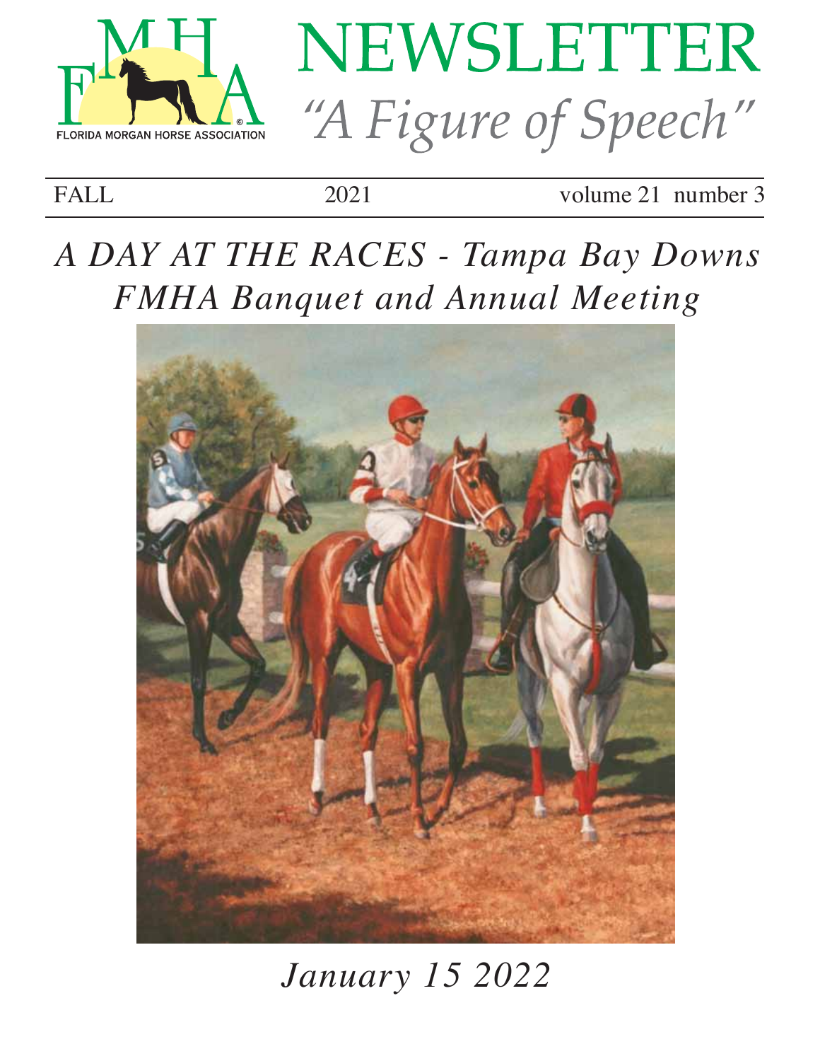# NEWSLETTER

*"A Figure of Speech"*

FLORIDA MORGAN HORSE ASSOCIATION

FALL | 2021 | volume 21 number 3

## *A DAY AT THE RACES - Tampa Bay Downs*
## *FMHA Banquet and Annual Meeting*

*January 15 2022*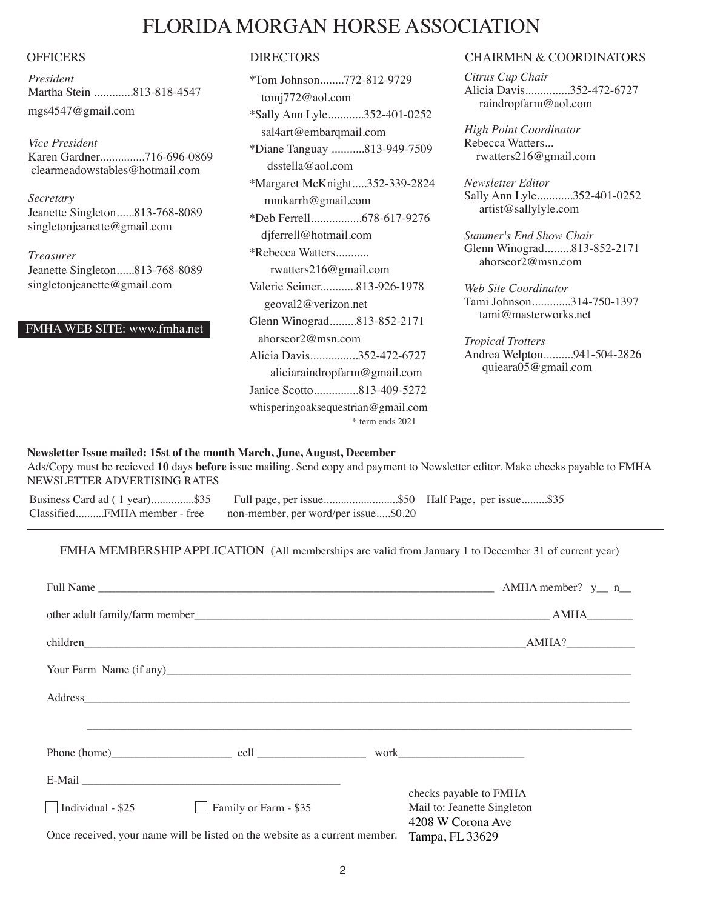# FLORIDA MORGAN HORSE ASSOCIATION

## OFFICERS

*President*
Martha Stein .............813-818-4547
mgs4547@gmail.com

*Vice President*
Karen Gardner...............716-696-0869
clearmeadowstables@hotmail.com

*Secretary*
Jeanette Singleton......813-768-8089
singletonjeanette@gmail.com

*Treasurer*
Jeanette Singleton......813-768-8089
singletonjeanette@gmail.com

FMHA WEB SITE: www.fmha.net

## DIRECTORS

*Tom Johnson........772-812-9729
tomj772@aol.com

*Sally Ann Lyle............352-401-0252
sal4art@embarqmail.com

*Diane Tanguay ...........813-949-7509
dsstella@aol.com

*Margaret McKnight.....352-339-2824
mmkarrh@gmail.com

*Deb Ferrell.................678-617-9276
djferrell@hotmail.com

*Rebecca Watters...........
rwatters216@gmail.com

Valerie Seimer............813-926-1978
geoval2@verizon.net

Glenn Winograd.........813-852-2171
ahorseor2@msn.com

Alicia Davis................352-472-6727
aliciaraindropfarm@gmail.com

Janice Scotto..............813-409-5272
whisperingoaksequestrian@gmail.com

*-term ends 2021

## CHAIRMEN & COORDINATORS

*Citrus Cup Chair*
Alicia Davis...............352-472-6727
raindropfarm@aol.com

*High Point Coordinator*
Rebecca Watters...
rwatters216@gmail.com

*Newsletter Editor*
Sally Ann Lyle............352-401-0252
artist@sallylyle.com

*Summer's End Show Chair*
Glenn Winograd.........813-852-2171
ahorseor2@msn.com

*Web Site Coordinator*
Tami Johnson.............314-750-1397
tami@masterworks.net

*Tropical Trotters*
Andrea Welpton..........941-504-2826
quieara05@gmail.com

**Newsletter Issue mailed: 15st of the month March, June, August, December**

Ads/Copy must be recieved **10** days **before** issue mailing. Send copy and payment to Newsletter editor. Make checks payable to FMHA

NEWSLETTER ADVERTISING RATES

Business Card ad ( 1 year)...............$35    Full page, per issue..........................$50    Half Page, per issue.........$35
Classified..........FMHA member - free    non-member, per word/per issue.....$0.20

---

FMHA MEMBERSHIP APPLICATION (All memberships are valid from January 1 to December 31 of current year)

Full Name ____________________________________________ AMHA member? y__ n__

other adult family/farm member________________________________________ AMHA________

children____________________________________________________AMHA?____________

Your Farm Name (if any)______________________________________________________

Address______________________________________________________________

______________________________________________________________

Phone (home)_____________________ cell ___________________ work______________________

E-Mail ______________________________________________

☐ Individual - $25    ☐ Family or Farm - $35

Once received, your name will be listed on the website as a current member.

checks payable to FMHA
Mail to: Jeanette Singleton
4208 W Corona Ave
Tampa, FL 33629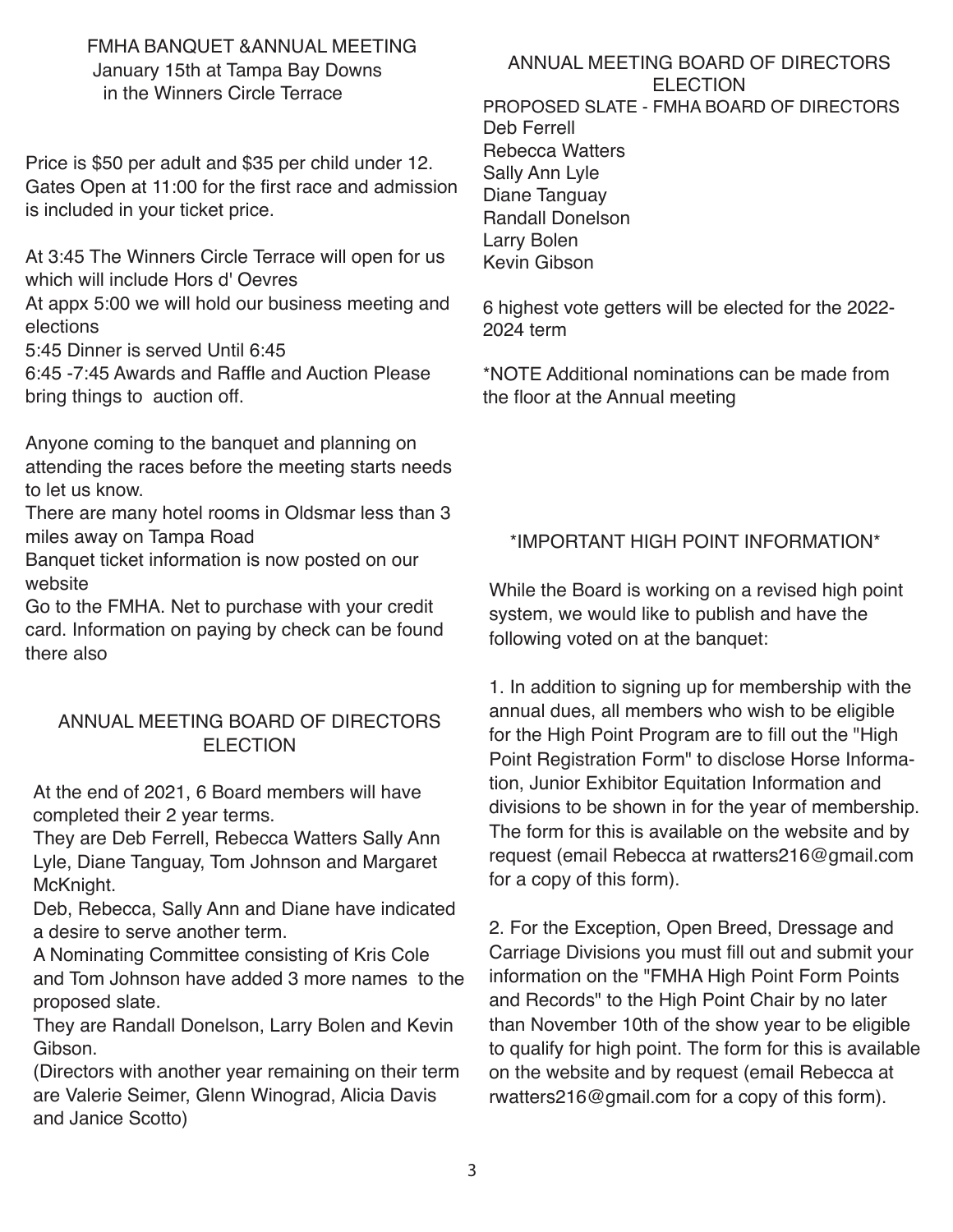## FMHA BANQUET &ANNUAL MEETING
January 15th at Tampa Bay Downs
in the Winners Circle Terrace

Price is $50 per adult and $35 per child under 12. Gates Open at 11:00 for the first race and admission is included in your ticket price.

At 3:45 The Winners Circle Terrace will open for us which will include Hors d' Oevres
At appx 5:00 we will hold our business meeting and elections
5:45 Dinner is served Until 6:45
6:45 -7:45 Awards and Raffle and Auction Please bring things to auction off.

Anyone coming to the banquet and planning on attending the races before the meeting starts needs to let us know.
There are many hotel rooms in Oldsmar less than 3 miles away on Tampa Road
Banquet ticket information is now posted on our website
Go to the FMHA. Net to purchase with your credit card. Information on paying by check can be found there also

## ANNUAL MEETING BOARD OF DIRECTORS ELECTION

At the end of 2021, 6 Board members will have completed their 2 year terms.
They are Deb Ferrell, Rebecca Watters Sally Ann Lyle, Diane Tanguay, Tom Johnson and Margaret McKnight.
Deb, Rebecca, Sally Ann and Diane have indicated a desire to serve another term.
A Nominating Committee consisting of Kris Cole and Tom Johnson have added 3 more names to the proposed slate.
They are Randall Donelson, Larry Bolen and Kevin Gibson.
(Directors with another year remaining on their term are Valerie Seimer, Glenn Winograd, Alicia Davis and Janice Scotto)

## ANNUAL MEETING BOARD OF DIRECTORS ELECTION

PROPOSED SLATE - FMHA BOARD OF DIRECTORS
Deb Ferrell
Rebecca Watters
Sally Ann Lyle
Diane Tanguay
Randall Donelson
Larry Bolen
Kevin Gibson

6 highest vote getters will be elected for the 2022-2024 term

*NOTE Additional nominations can be made from the floor at the Annual meeting

## *IMPORTANT HIGH POINT INFORMATION*

While the Board is working on a revised high point system, we would like to publish and have the following voted on at the banquet:

1. In addition to signing up for membership with the annual dues, all members who wish to be eligible for the High Point Program are to fill out the "High Point Registration Form" to disclose Horse Information, Junior Exhibitor Equitation Information and divisions to be shown in for the year of membership. The form for this is available on the website and by request (email Rebecca at rwatters216@gmail.com for a copy of this form).

2. For the Exception, Open Breed, Dressage and Carriage Divisions you must fill out and submit your information on the "FMHA High Point Form Points and Records" to the High Point Chair by no later than November 10th of the show year to be eligible to qualify for high point. The form for this is available on the website and by request (email Rebecca at rwatters216@gmail.com for a copy of this form).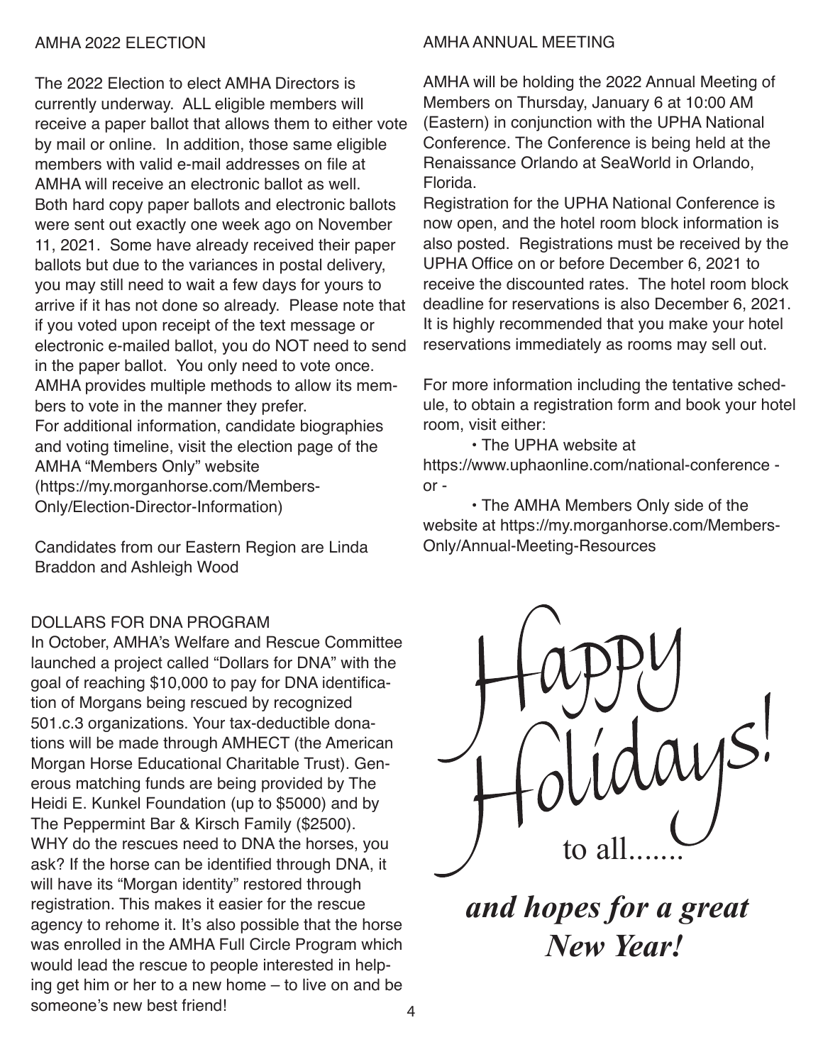## AMHA 2022 ELECTION

The 2022 Election to elect AMHA Directors is currently underway. ALL eligible members will receive a paper ballot that allows them to either vote by mail or online. In addition, those same eligible members with valid e-mail addresses on file at AMHA will receive an electronic ballot as well. Both hard copy paper ballots and electronic ballots were sent out exactly one week ago on November 11, 2021. Some have already received their paper ballots but due to the variances in postal delivery, you may still need to wait a few days for yours to arrive if it has not done so already. Please note that if you voted upon receipt of the text message or electronic e-mailed ballot, you do NOT need to send in the paper ballot. You only need to vote once. AMHA provides multiple methods to allow its members to vote in the manner they prefer.
For additional information, candidate biographies and voting timeline, visit the election page of the AMHA "Members Only" website (https://my.morganhorse.com/Members-Only/Election-Director-Information)

Candidates from our Eastern Region are Linda Braddon and Ashleigh Wood

## DOLLARS FOR DNA PROGRAM

In October, AMHA's Welfare and Rescue Committee launched a project called "Dollars for DNA" with the goal of reaching $10,000 to pay for DNA identification of Morgans being rescued by recognized 501.c.3 organizations. Your tax-deductible donations will be made through AMHECT (the American Morgan Horse Educational Charitable Trust). Generous matching funds are being provided by The Heidi E. Kunkel Foundation (up to $5000) and by The Peppermint Bar & Kirsch Family ($2500).
WHY do the rescues need to DNA the horses, you ask? If the horse can be identified through DNA, it will have its "Morgan identity" restored through registration. This makes it easier for the rescue agency to rehome it. It's also possible that the horse was enrolled in the AMHA Full Circle Program which would lead the rescue to people interested in helping get him or her to a new home – to live on and be someone's new best friend!

## AMHA ANNUAL MEETING

AMHA will be holding the 2022 Annual Meeting of Members on Thursday, January 6 at 10:00 AM (Eastern) in conjunction with the UPHA National Conference. The Conference is being held at the Renaissance Orlando at SeaWorld in Orlando, Florida.
Registration for the UPHA National Conference is now open, and the hotel room block information is also posted. Registrations must be received by the UPHA Office on or before December 6, 2021 to receive the discounted rates. The hotel room block deadline for reservations is also December 6, 2021. It is highly recommended that you make your hotel reservations immediately as rooms may sell out.

For more information including the tentative schedule, to obtain a registration form and book your hotel room, visit either:

- The UPHA website at https://www.uphaonline.com/national-conference - or -
- The AMHA Members Only side of the website at https://my.morganhorse.com/Members-Only/Annual-Meeting-Resources

Happy Holidays! to all.......

***and hopes for a great New Year!***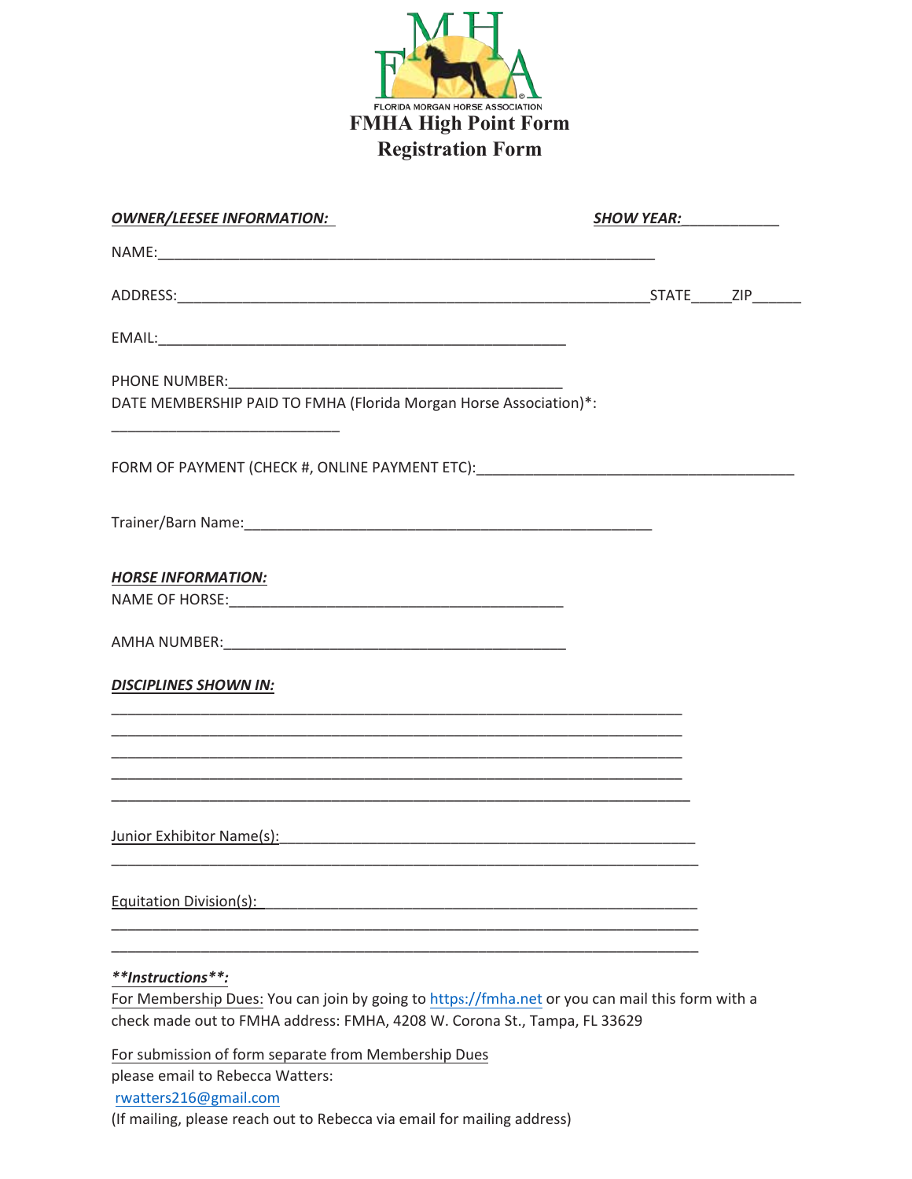FLORIDA MORGAN HORSE ASSOCIATION

# FMHA High Point Form

# Registration Form

***OWNER/LEESEE INFORMATION:*** ***SHOW YEAR:***____________

NAME:_______________________________________________________________

ADDRESS:_______________________________________________________________STATE_____ZIP______

EMAIL:_____________________________________________________

PHONE NUMBER:___________________________________________

DATE MEMBERSHIP PAID TO FMHA (Florida Morgan Horse Association)*:

_____________________________

FORM OF PAYMENT (CHECK #, ONLINE PAYMENT ETC):________________________________________

Trainer/Barn Name:____________________________________________________

***HORSE INFORMATION:***

NAME OF HORSE:___________________________________________

AMHA NUMBER:____________________________________________

***DISCIPLINES SHOWN IN:***

__________________________________________________________________________

__________________________________________________________________________

__________________________________________________________________________

__________________________________________________________________________

__________________________________________________________________________

Junior Exhibitor Name(s):_____________________________________________________

__________________________________________________________________________

Equitation Division(s):_______________________________________________________

__________________________________________________________________________

__________________________________________________________________________

***\*\*Instructions\*\*:***

For Membership Dues: You can join by going to https://fmha.net or you can mail this form with a check made out to FMHA address: FMHA, 4208 W. Corona St., Tampa, FL 33629

For submission of form separate from Membership Dues
please email to Rebecca Watters:
rwatters216@gmail.com
(If mailing, please reach out to Rebecca via email for mailing address)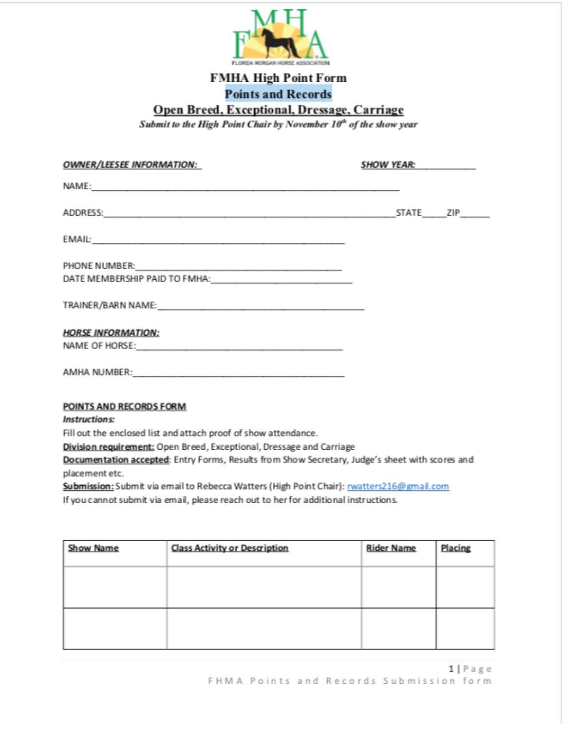FLORIDA MORGAN HORSE ASSOCIATION

# FMHA High Point Form

## Points and Records

## Open Breed, Exceptional, Dressage, Carriage

***Submit to the High Point Chair by November 10th of the show year***

***OWNER/LEESEE INFORMATION:*** ***SHOW YEAR:***_____________

NAME:_____________________________________________________________

ADDRESS:_____________________________________________________________STATE_____ZIP______

EMAIL:_____________________________________________________

PHONE NUMBER:______________________________________________

DATE MEMBERSHIP PAID TO FMHA:______________________________

TRAINER/BARN NAME:__________________________________________

***HORSE INFORMATION:***

NAME OF HORSE:______________________________________________

AMHA NUMBER:_______________________________________________

**POINTS AND RECORDS FORM**

***Instructions:***

Fill out the enclosed list and attach proof of show attendance.

**Division requirement:** Open Breed, Exceptional, Dressage and Carriage

**Documentation accepted**: Entry Forms, Results from Show Secretary, Judge's sheet with scores and placement etc.

**Submission:** Submit via email to Rebecca Watters (High Point Chair): rwatters216@gmail.com

If you cannot submit via email, please reach out to her for additional instructions.

| Show Name | Class Activity or Description | Rider Name | Placing |
|---|---|---|---|
| | | | |
| | | | |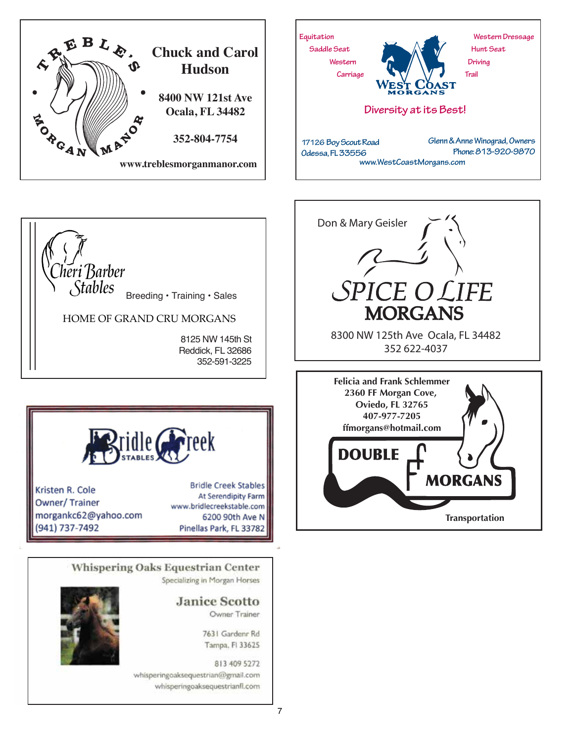**TREBLE'S • MORGAN MANOR •**

**Chuck and Carol Hudson**

**8400 NW 121st Ave**
**Ocala, FL 34482**

**352-804-7754**

**www.treblesmorganmanor.com**

---

Equitation
Saddle Seat
Western
Carriage

Western Dressage
Hunt Seat
Driving
Trail

**WEST COAST MORGANS**

**Diversity at its Best!**

17126 Boy Scout Road
Odessa, FL 33556

Glenn & Anne Winograd, Owners
Phone: 813-920-9870

www.WestCoastMorgans.com

---

*Cheri Barber Stables*

Breeding • Training • Sales

HOME OF GRAND CRU MORGANS

8125 NW 145th St
Reddick, FL 32686
352-591-3225

---

Don & Mary Geisler

*SPICE O LIFE*
**MORGANS**

8300 NW 125th Ave Ocala, FL 34482
352 622-4037

---

**Felicia and Frank Schlemmer**
**2360 FF Morgan Cove,**
**Oviedo, FL 32765**
**407-977-7205**
**ffmorgans@hotmail.com**

**DOUBLE F MORGANS**

**Transportation**

---

**Bridle Creek STABLES**

Kristen R. Cole
Owner/ Trainer
morgankc62@yahoo.com
(941) 737-7492

Bridle Creek Stables
At Serendipity Farm
www.bridlecreekstable.com
6200 90th Ave N
Pinellas Park, FL 33782

---

**Whispering Oaks Equestrian Center**
Specializing in Morgan Horses

**Janice Scotto**
Owner Trainer

7631 Gardenr Rd
Tampa, Fl 33625

813 409 5272
whisperingoaksequestrian@gmail.com
whisperingoaksequestrianfl.com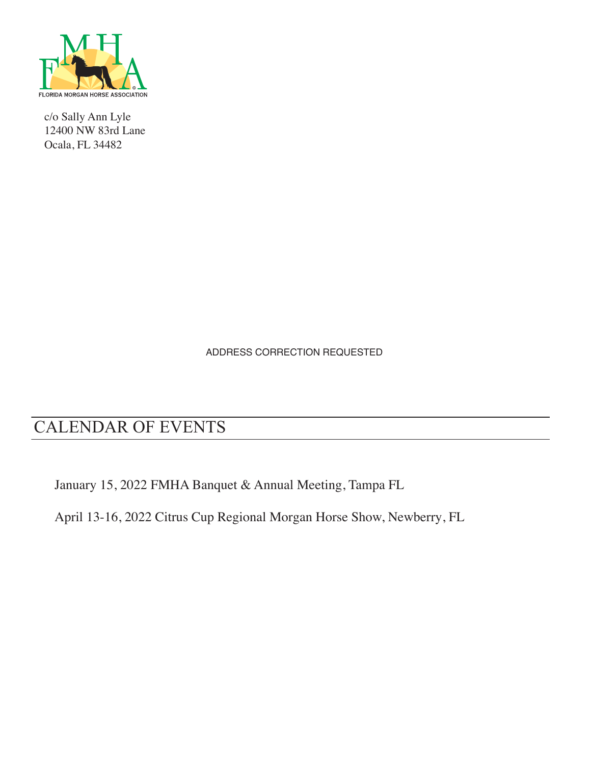FMHA

FLORIDA MORGAN HORSE ASSOCIATION

c/o Sally Ann Lyle
12400 NW 83rd Lane
Ocala, FL 34482

ADDRESS CORRECTION REQUESTED

# CALENDAR OF EVENTS

January 15, 2022 FMHA Banquet & Annual Meeting, Tampa FL

April 13-16, 2022 Citrus Cup Regional Morgan Horse Show, Newberry, FL